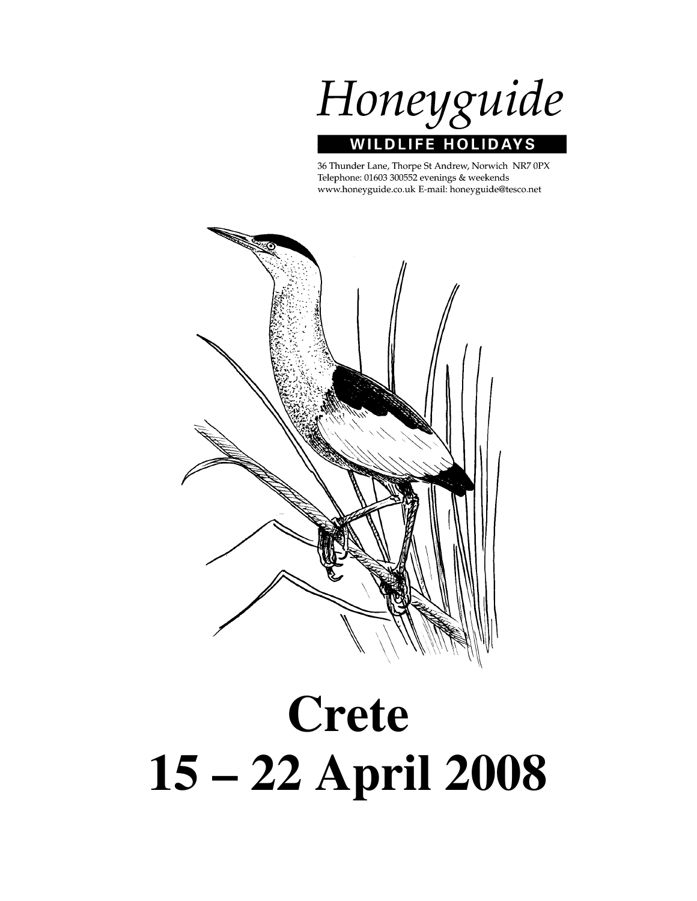# Honeyguide

**WILDLIFE HOLIDAYS**

36 Thunder Lane, Thorpe St Andrew, Norwich NR7 0PX
Telephone: 01603 300552 evenings & weekends
www.honeyguide.co.uk E-mail: honeyguide@tesco.net

# Crete
# 15 – 22 April 2008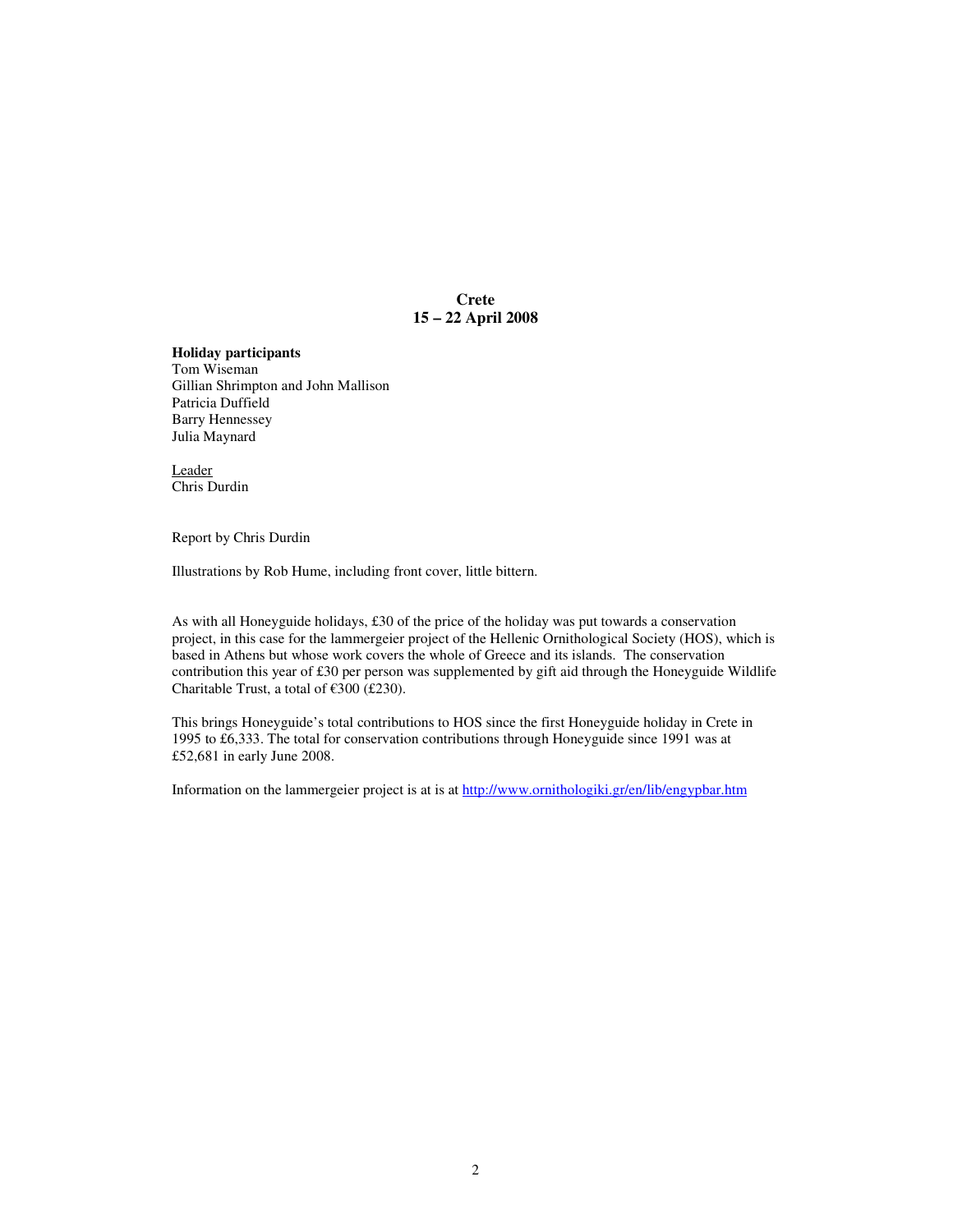# Crete
## 15 – 22 April 2008

**Holiday participants**
Tom Wiseman
Gillian Shrimpton and John Mallison
Patricia Duffield
Barry Hennessey
Julia Maynard

<u>Leader</u>
Chris Durdin

Report by Chris Durdin

Illustrations by Rob Hume, including front cover, little bittern.

As with all Honeyguide holidays, £30 of the price of the holiday was put towards a conservation project, in this case for the lammergeier project of the Hellenic Ornithological Society (HOS), which is based in Athens but whose work covers the whole of Greece and its islands. The conservation contribution this year of £30 per person was supplemented by gift aid through the Honeyguide Wildlife Charitable Trust, a total of €300 (£230).

This brings Honeyguide's total contributions to HOS since the first Honeyguide holiday in Crete in 1995 to £6,333. The total for conservation contributions through Honeyguide since 1991 was at £52,681 in early June 2008.

Information on the lammergeier project is at is at http://www.ornithologiki.gr/en/lib/engypbar.htm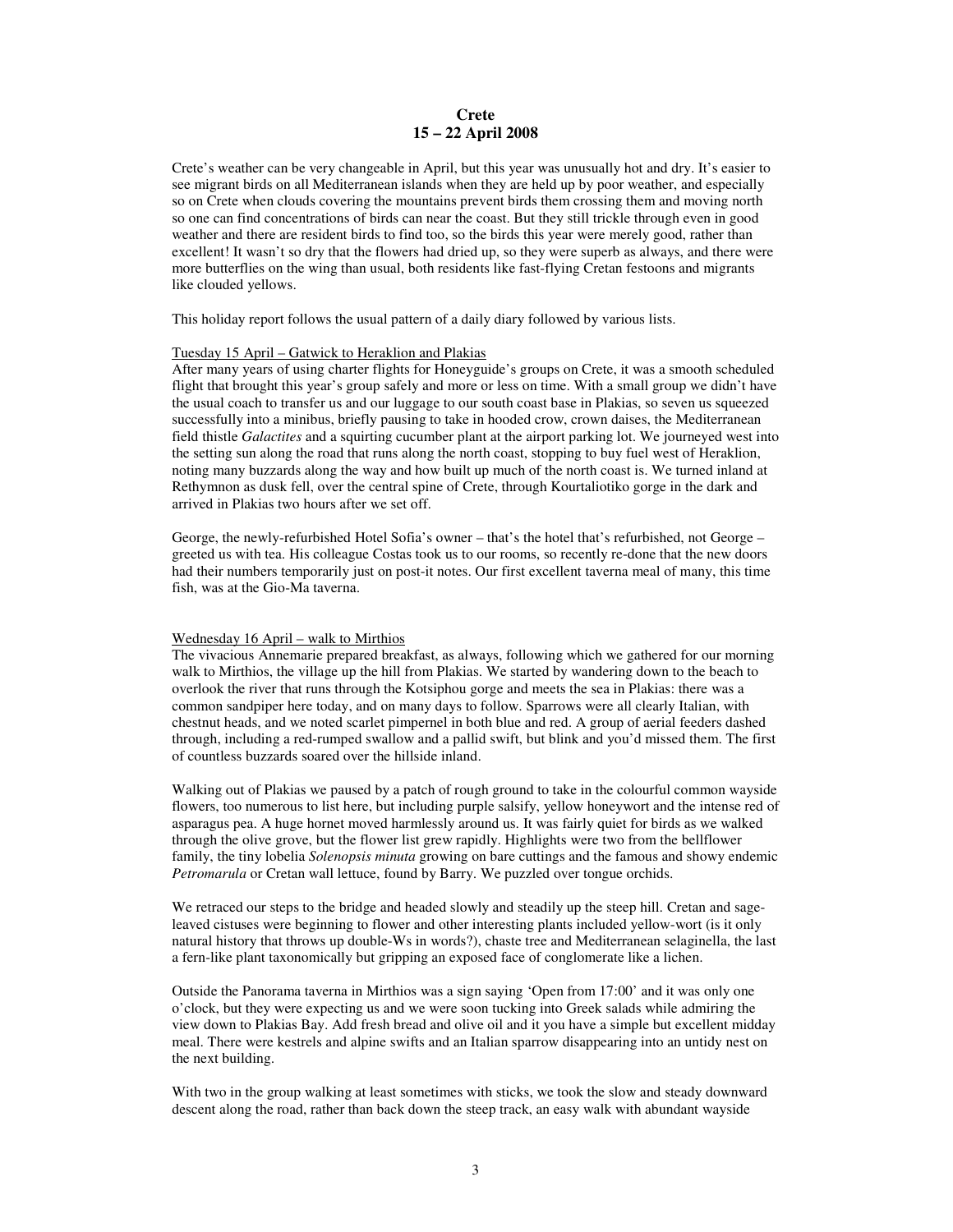# Crete
## 15 – 22 April 2008

Crete's weather can be very changeable in April, but this year was unusually hot and dry. It's easier to see migrant birds on all Mediterranean islands when they are held up by poor weather, and especially so on Crete when clouds covering the mountains prevent birds them crossing them and moving north so one can find concentrations of birds can near the coast. But they still trickle through even in good weather and there are resident birds to find too, so the birds this year were merely good, rather than excellent! It wasn't so dry that the flowers had dried up, so they were superb as always, and there were more butterflies on the wing than usual, both residents like fast-flying Cretan festoons and migrants like clouded yellows.

This holiday report follows the usual pattern of a daily diary followed by various lists.

Tuesday 15 April – Gatwick to Heraklion and Plakias

After many years of using charter flights for Honeyguide's groups on Crete, it was a smooth scheduled flight that brought this year's group safely and more or less on time. With a small group we didn't have the usual coach to transfer us and our luggage to our south coast base in Plakias, so seven us squeezed successfully into a minibus, briefly pausing to take in hooded crow, crown daises, the Mediterranean field thistle *Galactites* and a squirting cucumber plant at the airport parking lot. We journeyed west into the setting sun along the road that runs along the north coast, stopping to buy fuel west of Heraklion, noting many buzzards along the way and how built up much of the north coast is. We turned inland at Rethymnon as dusk fell, over the central spine of Crete, through Kourtaliotiko gorge in the dark and arrived in Plakias two hours after we set off.

George, the newly-refurbished Hotel Sofia's owner – that's the hotel that's refurbished, not George – greeted us with tea. His colleague Costas took us to our rooms, so recently re-done that the new doors had their numbers temporarily just on post-it notes. Our first excellent taverna meal of many, this time fish, was at the Gio-Ma taverna.

Wednesday 16 April – walk to Mirthios

The vivacious Annemarie prepared breakfast, as always, following which we gathered for our morning walk to Mirthios, the village up the hill from Plakias. We started by wandering down to the beach to overlook the river that runs through the Kotsiphou gorge and meets the sea in Plakias: there was a common sandpiper here today, and on many days to follow. Sparrows were all clearly Italian, with chestnut heads, and we noted scarlet pimpernel in both blue and red. A group of aerial feeders dashed through, including a red-rumped swallow and a pallid swift, but blink and you'd missed them. The first of countless buzzards soared over the hillside inland.

Walking out of Plakias we paused by a patch of rough ground to take in the colourful common wayside flowers, too numerous to list here, but including purple salsify, yellow honeywort and the intense red of asparagus pea. A huge hornet moved harmlessly around us. It was fairly quiet for birds as we walked through the olive grove, but the flower list grew rapidly. Highlights were two from the bellflower family, the tiny lobelia *Solenopsis minuta* growing on bare cuttings and the famous and showy endemic *Petromarula* or Cretan wall lettuce, found by Barry. We puzzled over tongue orchids.

We retraced our steps to the bridge and headed slowly and steadily up the steep hill. Cretan and sage-leaved cistuses were beginning to flower and other interesting plants included yellow-wort (is it only natural history that throws up double-Ws in words?), chaste tree and Mediterranean selaginella, the last a fern-like plant taxonomically but gripping an exposed face of conglomerate like a lichen.

Outside the Panorama taverna in Mirthios was a sign saying 'Open from 17:00' and it was only one o'clock, but they were expecting us and we were soon tucking into Greek salads while admiring the view down to Plakias Bay. Add fresh bread and olive oil and it you have a simple but excellent midday meal. There were kestrels and alpine swifts and an Italian sparrow disappearing into an untidy nest on the next building.

With two in the group walking at least sometimes with sticks, we took the slow and steady downward descent along the road, rather than back down the steep track, an easy walk with abundant wayside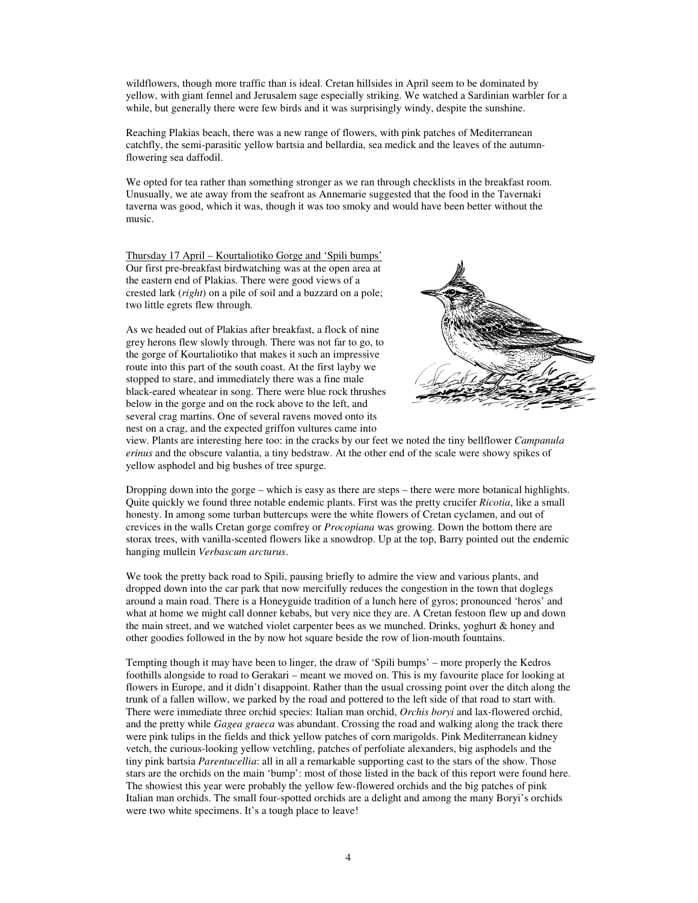wildflowers, though more traffic than is ideal. Cretan hillsides in April seem to be dominated by yellow, with giant fennel and Jerusalem sage especially striking. We watched a Sardinian warbler for a while, but generally there were few birds and it was surprisingly windy, despite the sunshine.

Reaching Plakias beach, there was a new range of flowers, with pink patches of Mediterranean catchfly, the semi-parasitic yellow bartsia and bellardia, sea medick and the leaves of the autumn-flowering sea daffodil.

We opted for tea rather than something stronger as we ran through checklists in the breakfast room. Unusually, we ate away from the seafront as Annemarie suggested that the food in the Tavernaki taverna was good, which it was, though it was too smoky and would have been better without the music.

Thursday 17 April – Kourtaliotiko Gorge and 'Spili bumps'

Our first pre-breakfast birdwatching was at the open area at the eastern end of Plakias. There were good views of a crested lark (*right*) on a pile of soil and a buzzard on a pole; two little egrets flew through.

As we headed out of Plakias after breakfast, a flock of nine grey herons flew slowly through. There was not far to go, to the gorge of Kourtaliotiko that makes it such an impressive route into this part of the south coast. At the first layby we stopped to stare, and immediately there was a fine male black-eared wheatear in song. There were blue rock thrushes below in the gorge and on the rock above to the left, and several crag martins. One of several ravens moved onto its nest on a crag, and the expected griffon vultures came into view. Plants are interesting here too: in the cracks by our feet we noted the tiny bellflower *Campanula erinus* and the obscure valantia, a tiny bedstraw. At the other end of the scale were showy spikes of yellow asphodel and big bushes of tree spurge.

Dropping down into the gorge – which is easy as there are steps – there were more botanical highlights. Quite quickly we found three notable endemic plants. First was the pretty crucifer *Ricotia*, like a small honesty. In among some turban buttercups were the white flowers of Cretan cyclamen, and out of crevices in the walls Cretan gorge comfrey or *Procopiana* was growing. Down the bottom there are storax trees, with vanilla-scented flowers like a snowdrop. Up at the top, Barry pointed out the endemic hanging mullein *Verbascum arcturus*.

We took the pretty back road to Spili, pausing briefly to admire the view and various plants, and dropped down into the car park that now mercifully reduces the congestion in the town that doglegs around a main road. There is a Honeyguide tradition of a lunch here of gyros; pronounced 'heros' and what at home we might call donner kebabs, but very nice they are. A Cretan festoon flew up and down the main street, and we watched violet carpenter bees as we munched. Drinks, yoghurt & honey and other goodies followed in the by now hot square beside the row of lion-mouth fountains.

Tempting though it may have been to linger, the draw of 'Spili bumps' – more properly the Kedros foothills alongside to road to Gerakari – meant we moved on. This is my favourite place for looking at flowers in Europe, and it didn't disappoint. Rather than the usual crossing point over the ditch along the trunk of a fallen willow, we parked by the road and pottered to the left side of that road to start with. There were immediate three orchid species: Italian man orchid, *Orchis boryi* and lax-flowered orchid, and the pretty while *Gagea graeca* was abundant. Crossing the road and walking along the track there were pink tulips in the fields and thick yellow patches of corn marigolds. Pink Mediterranean kidney vetch, the curious-looking yellow vetchling, patches of perfoliate alexanders, big asphodels and the tiny pink bartsia *Parentucellia*: all in all a remarkable supporting cast to the stars of the show. Those stars are the orchids on the main 'bump': most of those listed in the back of this report were found here. The showiest this year were probably the yellow few-flowered orchids and the big patches of pink Italian man orchids. The small four-spotted orchids are a delight and among the many Boryi's orchids were two white specimens. It's a tough place to leave!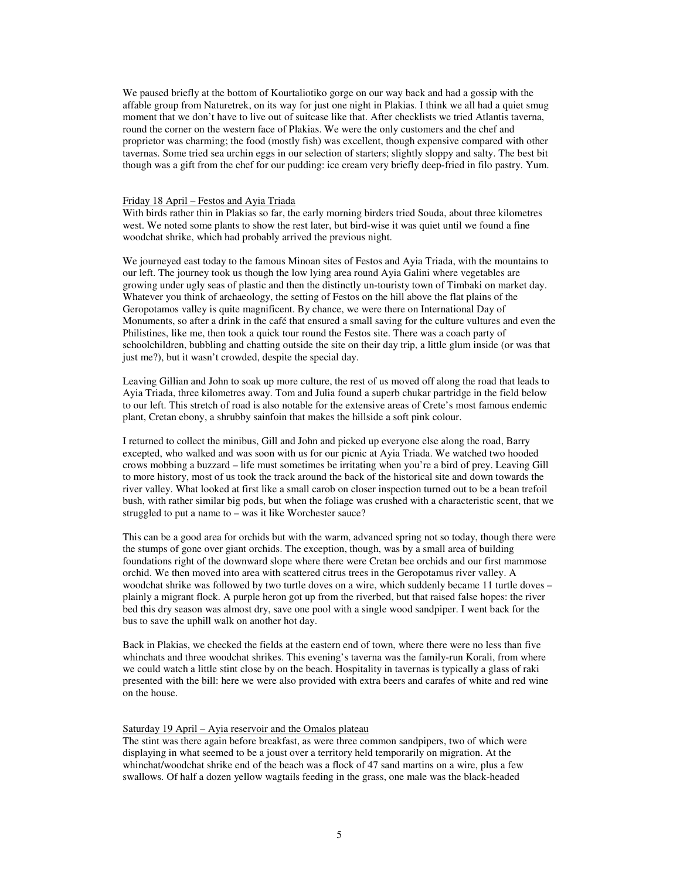We paused briefly at the bottom of Kourtaliotiko gorge on our way back and had a gossip with the affable group from Naturetrek, on its way for just one night in Plakias. I think we all had a quiet smug moment that we don't have to live out of suitcase like that. After checklists we tried Atlantis taverna, round the corner on the western face of Plakias. We were the only customers and the chef and proprietor was charming; the food (mostly fish) was excellent, though expensive compared with other tavernas. Some tried sea urchin eggs in our selection of starters; slightly sloppy and salty. The best bit though was a gift from the chef for our pudding: ice cream very briefly deep-fried in filo pastry. Yum.

## Friday 18 April – Festos and Ayia Triada

With birds rather thin in Plakias so far, the early morning birders tried Souda, about three kilometres west. We noted some plants to show the rest later, but bird-wise it was quiet until we found a fine woodchat shrike, which had probably arrived the previous night.

We journeyed east today to the famous Minoan sites of Festos and Ayia Triada, with the mountains to our left. The journey took us though the low lying area round Ayia Galini where vegetables are growing under ugly seas of plastic and then the distinctly un-touristy town of Timbaki on market day. Whatever you think of archaeology, the setting of Festos on the hill above the flat plains of the Geropotamos valley is quite magnificent. By chance, we were there on International Day of Monuments, so after a drink in the café that ensured a small saving for the culture vultures and even the Philistines, like me, then took a quick tour round the Festos site. There was a coach party of schoolchildren, bubbling and chatting outside the site on their day trip, a little glum inside (or was that just me?), but it wasn't crowded, despite the special day.

Leaving Gillian and John to soak up more culture, the rest of us moved off along the road that leads to Ayia Triada, three kilometres away. Tom and Julia found a superb chukar partridge in the field below to our left. This stretch of road is also notable for the extensive areas of Crete's most famous endemic plant, Cretan ebony, a shrubby sainfoin that makes the hillside a soft pink colour.

I returned to collect the minibus, Gill and John and picked up everyone else along the road, Barry excepted, who walked and was soon with us for our picnic at Ayia Triada. We watched two hooded crows mobbing a buzzard – life must sometimes be irritating when you're a bird of prey. Leaving Gill to more history, most of us took the track around the back of the historical site and down towards the river valley. What looked at first like a small carob on closer inspection turned out to be a bean trefoil bush, with rather similar big pods, but when the foliage was crushed with a characteristic scent, that we struggled to put a name to – was it like Worchester sauce?

This can be a good area for orchids but with the warm, advanced spring not so today, though there were the stumps of gone over giant orchids. The exception, though, was by a small area of building foundations right of the downward slope where there were Cretan bee orchids and our first mammose orchid. We then moved into area with scattered citrus trees in the Geropotamus river valley. A woodchat shrike was followed by two turtle doves on a wire, which suddenly became 11 turtle doves – plainly a migrant flock. A purple heron got up from the riverbed, but that raised false hopes: the river bed this dry season was almost dry, save one pool with a single wood sandpiper. I went back for the bus to save the uphill walk on another hot day.

Back in Plakias, we checked the fields at the eastern end of town, where there were no less than five whinchats and three woodchat shrikes. This evening's taverna was the family-run Korali, from where we could watch a little stint close by on the beach. Hospitality in tavernas is typically a glass of raki presented with the bill: here we were also provided with extra beers and carafes of white and red wine on the house.

## Saturday 19 April – Ayia reservoir and the Omalos plateau

The stint was there again before breakfast, as were three common sandpipers, two of which were displaying in what seemed to be a joust over a territory held temporarily on migration. At the whinchat/woodchat shrike end of the beach was a flock of 47 sand martins on a wire, plus a few swallows. Of half a dozen yellow wagtails feeding in the grass, one male was the black-headed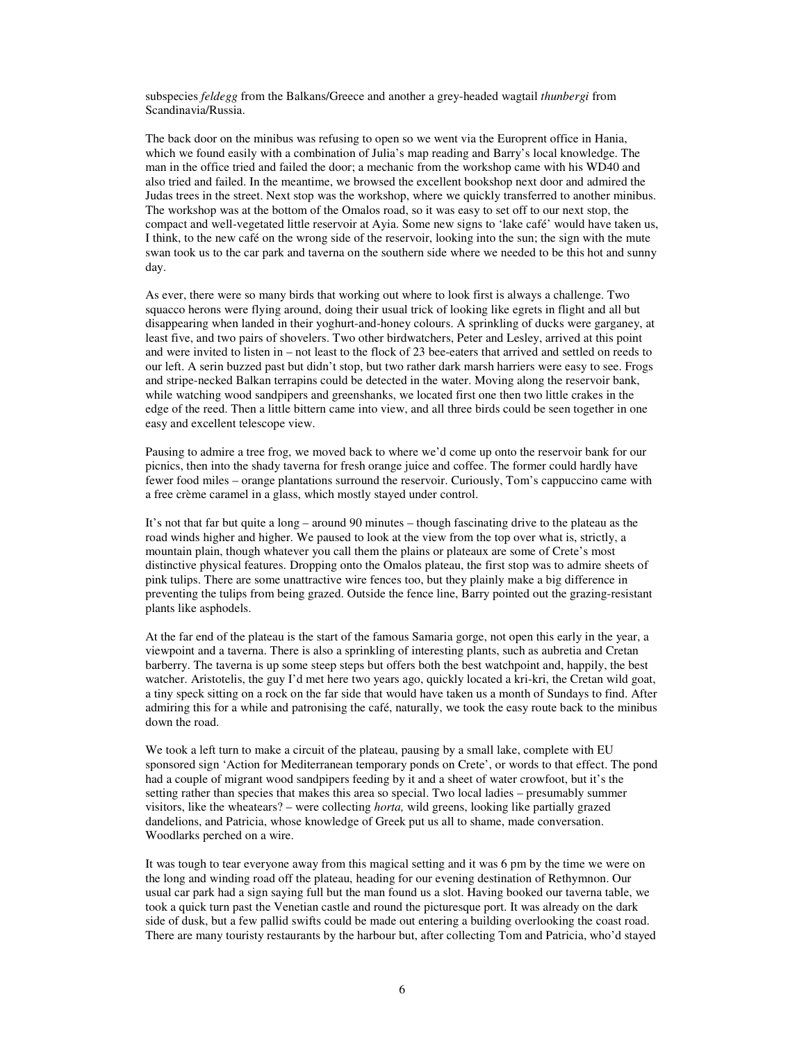subspecies *feldegg* from the Balkans/Greece and another a grey-headed wagtail *thunbergi* from Scandinavia/Russia.

The back door on the minibus was refusing to open so we went via the Europrent office in Hania, which we found easily with a combination of Julia's map reading and Barry's local knowledge. The man in the office tried and failed the door; a mechanic from the workshop came with his WD40 and also tried and failed. In the meantime, we browsed the excellent bookshop next door and admired the Judas trees in the street. Next stop was the workshop, where we quickly transferred to another minibus. The workshop was at the bottom of the Omalos road, so it was easy to set off to our next stop, the compact and well-vegetated little reservoir at Ayia. Some new signs to 'lake café' would have taken us, I think, to the new café on the wrong side of the reservoir, looking into the sun; the sign with the mute swan took us to the car park and taverna on the southern side where we needed to be this hot and sunny day.

As ever, there were so many birds that working out where to look first is always a challenge. Two squacco herons were flying around, doing their usual trick of looking like egrets in flight and all but disappearing when landed in their yoghurt-and-honey colours. A sprinkling of ducks were garganey, at least five, and two pairs of shovelers. Two other birdwatchers, Peter and Lesley, arrived at this point and were invited to listen in – not least to the flock of 23 bee-eaters that arrived and settled on reeds to our left. A serin buzzed past but didn't stop, but two rather dark marsh harriers were easy to see. Frogs and stripe-necked Balkan terrapins could be detected in the water. Moving along the reservoir bank, while watching wood sandpipers and greenshanks, we located first one then two little crakes in the edge of the reed. Then a little bittern came into view, and all three birds could be seen together in one easy and excellent telescope view.

Pausing to admire a tree frog, we moved back to where we'd come up onto the reservoir bank for our picnics, then into the shady taverna for fresh orange juice and coffee. The former could hardly have fewer food miles – orange plantations surround the reservoir. Curiously, Tom's cappuccino came with a free crème caramel in a glass, which mostly stayed under control.

It's not that far but quite a long – around 90 minutes – though fascinating drive to the plateau as the road winds higher and higher. We paused to look at the view from the top over what is, strictly, a mountain plain, though whatever you call them the plains or plateaux are some of Crete's most distinctive physical features. Dropping onto the Omalos plateau, the first stop was to admire sheets of pink tulips. There are some unattractive wire fences too, but they plainly make a big difference in preventing the tulips from being grazed. Outside the fence line, Barry pointed out the grazing-resistant plants like asphodels.

At the far end of the plateau is the start of the famous Samaria gorge, not open this early in the year, a viewpoint and a taverna. There is also a sprinkling of interesting plants, such as aubretia and Cretan barberry. The taverna is up some steep steps but offers both the best watchpoint and, happily, the best watcher. Aristotelis, the guy I'd met here two years ago, quickly located a kri-kri, the Cretan wild goat, a tiny speck sitting on a rock on the far side that would have taken us a month of Sundays to find. After admiring this for a while and patronising the café, naturally, we took the easy route back to the minibus down the road.

We took a left turn to make a circuit of the plateau, pausing by a small lake, complete with EU sponsored sign 'Action for Mediterranean temporary ponds on Crete', or words to that effect. The pond had a couple of migrant wood sandpipers feeding by it and a sheet of water crowfoot, but it's the setting rather than species that makes this area so special. Two local ladies – presumably summer visitors, like the wheatears? – were collecting *horta,* wild greens, looking like partially grazed dandelions, and Patricia, whose knowledge of Greek put us all to shame, made conversation. Woodlarks perched on a wire.

It was tough to tear everyone away from this magical setting and it was 6 pm by the time we were on the long and winding road off the plateau, heading for our evening destination of Rethymnon. Our usual car park had a sign saying full but the man found us a slot. Having booked our taverna table, we took a quick turn past the Venetian castle and round the picturesque port. It was already on the dark side of dusk, but a few pallid swifts could be made out entering a building overlooking the coast road. There are many touristy restaurants by the harbour but, after collecting Tom and Patricia, who'd stayed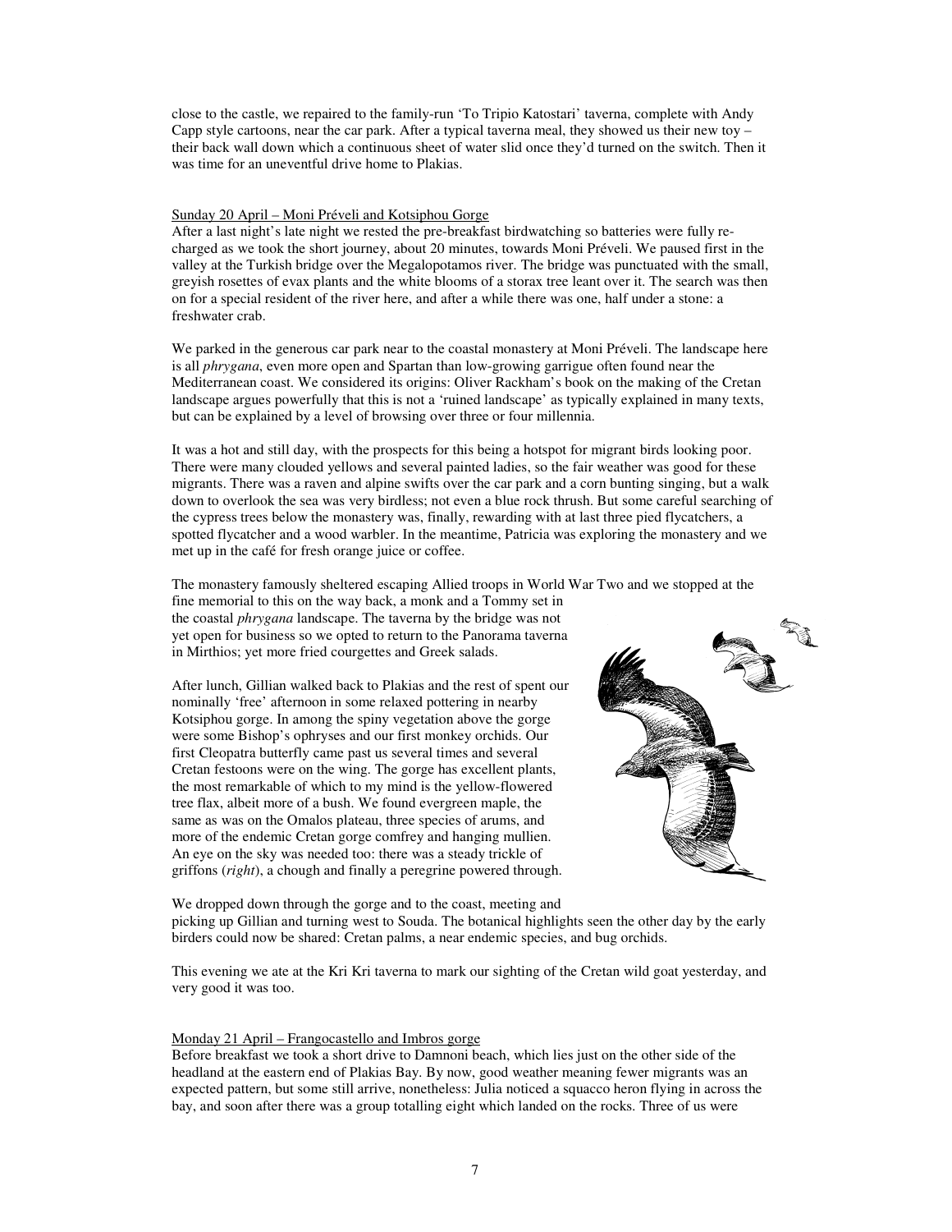close to the castle, we repaired to the family-run 'To Tripio Katostari' taverna, complete with Andy Capp style cartoons, near the car park. After a typical taverna meal, they showed us their new toy – their back wall down which a continuous sheet of water slid once they'd turned on the switch. Then it was time for an uneventful drive home to Plakias.

## Sunday 20 April – Moni Préveli and Kotsiphou Gorge

After a last night's late night we rested the pre-breakfast birdwatching so batteries were fully re-charged as we took the short journey, about 20 minutes, towards Moni Préveli. We paused first in the valley at the Turkish bridge over the Megalopotamos river. The bridge was punctuated with the small, greyish rosettes of evax plants and the white blooms of a storax tree leant over it. The search was then on for a special resident of the river here, and after a while there was one, half under a stone: a freshwater crab.

We parked in the generous car park near to the coastal monastery at Moni Préveli. The landscape here is all *phrygana*, even more open and Spartan than low-growing garrigue often found near the Mediterranean coast. We considered its origins: Oliver Rackham's book on the making of the Cretan landscape argues powerfully that this is not a 'ruined landscape' as typically explained in many texts, but can be explained by a level of browsing over three or four millennia.

It was a hot and still day, with the prospects for this being a hotspot for migrant birds looking poor. There were many clouded yellows and several painted ladies, so the fair weather was good for these migrants. There was a raven and alpine swifts over the car park and a corn bunting singing, but a walk down to overlook the sea was very birdless; not even a blue rock thrush. But some careful searching of the cypress trees below the monastery was, finally, rewarding with at last three pied flycatchers, a spotted flycatcher and a wood warbler. In the meantime, Patricia was exploring the monastery and we met up in the café for fresh orange juice or coffee.

The monastery famously sheltered escaping Allied troops in World War Two and we stopped at the fine memorial to this on the way back, a monk and a Tommy set in the coastal *phrygana* landscape. The taverna by the bridge was not yet open for business so we opted to return to the Panorama taverna in Mirthios; yet more fried courgettes and Greek salads.

After lunch, Gillian walked back to Plakias and the rest of spent our nominally 'free' afternoon in some relaxed pottering in nearby Kotsiphou gorge. In among the spiny vegetation above the gorge were some Bishop's ophryses and our first monkey orchids. Our first Cleopatra butterfly came past us several times and several Cretan festoons were on the wing. The gorge has excellent plants, the most remarkable of which to my mind is the yellow-flowered tree flax, albeit more of a bush. We found evergreen maple, the same as was on the Omalos plateau, three species of arums, and more of the endemic Cretan gorge comfrey and hanging mullien. An eye on the sky was needed too: there was a steady trickle of griffons (*right*), a chough and finally a peregrine powered through.

We dropped down through the gorge and to the coast, meeting and picking up Gillian and turning west to Souda. The botanical highlights seen the other day by the early birders could now be shared: Cretan palms, a near endemic species, and bug orchids.

This evening we ate at the Kri Kri taverna to mark our sighting of the Cretan wild goat yesterday, and very good it was too.

## Monday 21 April – Frangocastello and Imbros gorge

Before breakfast we took a short drive to Damnoni beach, which lies just on the other side of the headland at the eastern end of Plakias Bay. By now, good weather meaning fewer migrants was an expected pattern, but some still arrive, nonetheless: Julia noticed a squacco heron flying in across the bay, and soon after there was a group totalling eight which landed on the rocks. Three of us were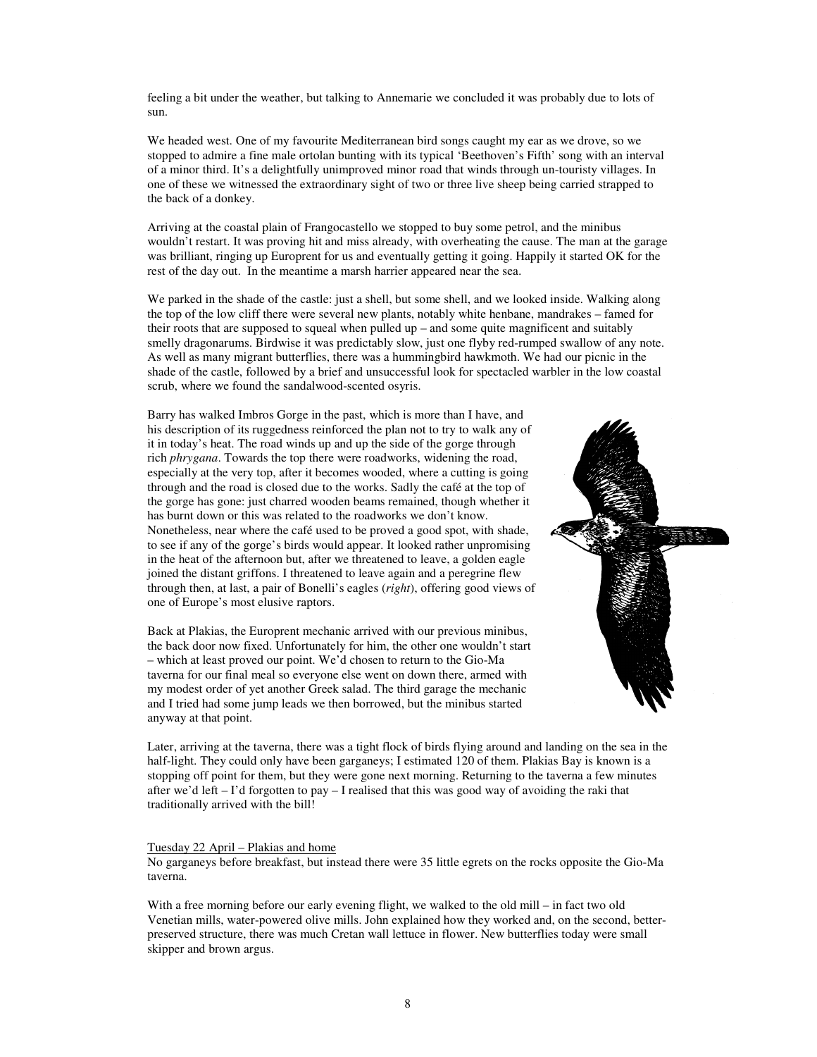feeling a bit under the weather, but talking to Annemarie we concluded it was probably due to lots of sun.

We headed west. One of my favourite Mediterranean bird songs caught my ear as we drove, so we stopped to admire a fine male ortolan bunting with its typical 'Beethoven's Fifth' song with an interval of a minor third. It's a delightfully unimproved minor road that winds through un-touristy villages. In one of these we witnessed the extraordinary sight of two or three live sheep being carried strapped to the back of a donkey.

Arriving at the coastal plain of Frangocastello we stopped to buy some petrol, and the minibus wouldn't restart. It was proving hit and miss already, with overheating the cause. The man at the garage was brilliant, ringing up Europrent for us and eventually getting it going. Happily it started OK for the rest of the day out. In the meantime a marsh harrier appeared near the sea.

We parked in the shade of the castle: just a shell, but some shell, and we looked inside. Walking along the top of the low cliff there were several new plants, notably white henbane, mandrakes – famed for their roots that are supposed to squeal when pulled up – and some quite magnificent and suitably smelly dragonarums. Birdwise it was predictably slow, just one flyby red-rumped swallow of any note. As well as many migrant butterflies, there was a hummingbird hawkmoth. We had our picnic in the shade of the castle, followed by a brief and unsuccessful look for spectacled warbler in the low coastal scrub, where we found the sandalwood-scented osyris.

Barry has walked Imbros Gorge in the past, which is more than I have, and his description of its ruggedness reinforced the plan not to try to walk any of it in today's heat. The road winds up and up the side of the gorge through rich *phrygana*. Towards the top there were roadworks, widening the road, especially at the very top, after it becomes wooded, where a cutting is going through and the road is closed due to the works. Sadly the café at the top of the gorge has gone: just charred wooden beams remained, though whether it has burnt down or this was related to the roadworks we don't know. Nonetheless, near where the café used to be proved a good spot, with shade, to see if any of the gorge's birds would appear. It looked rather unpromising in the heat of the afternoon but, after we threatened to leave, a golden eagle joined the distant griffons. I threatened to leave again and a peregrine flew through then, at last, a pair of Bonelli's eagles (*right*), offering good views of one of Europe's most elusive raptors.

Back at Plakias, the Europrent mechanic arrived with our previous minibus, the back door now fixed. Unfortunately for him, the other one wouldn't start – which at least proved our point. We'd chosen to return to the Gio-Ma taverna for our final meal so everyone else went on down there, armed with my modest order of yet another Greek salad. The third garage the mechanic and I tried had some jump leads we then borrowed, but the minibus started anyway at that point.

Later, arriving at the taverna, there was a tight flock of birds flying around and landing on the sea in the half-light. They could only have been garganeys; I estimated 120 of them. Plakias Bay is known is a stopping off point for them, but they were gone next morning. Returning to the taverna a few minutes after we'd left – I'd forgotten to pay – I realised that this was good way of avoiding the raki that traditionally arrived with the bill!

## Tuesday 22 April – Plakias and home

No garganeys before breakfast, but instead there were 35 little egrets on the rocks opposite the Gio-Ma taverna.

With a free morning before our early evening flight, we walked to the old mill – in fact two old Venetian mills, water-powered olive mills. John explained how they worked and, on the second, better-preserved structure, there was much Cretan wall lettuce in flower. New butterflies today were small skipper and brown argus.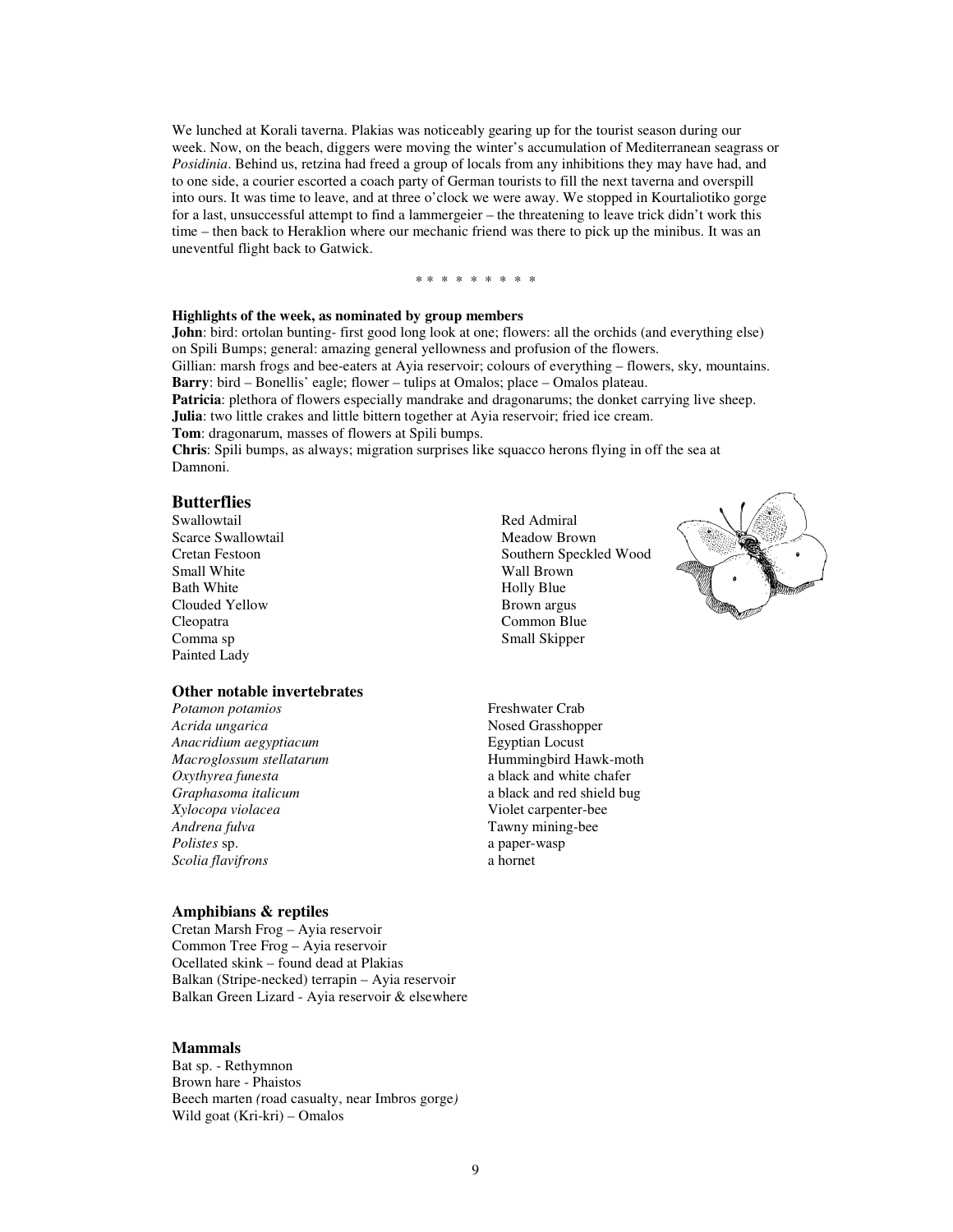We lunched at Korali taverna. Plakias was noticeably gearing up for the tourist season during our week. Now, on the beach, diggers were moving the winter's accumulation of Mediterranean seagrass or *Posidinia*. Behind us, retzina had freed a group of locals from any inhibitions they may have had, and to one side, a courier escorted a coach party of German tourists to fill the next taverna and overspill into ours. It was time to leave, and at three o'clock we were away. We stopped in Kourtaliotiko gorge for a last, unsuccessful attempt to find a lammergeier – the threatening to leave trick didn't work this time – then back to Heraklion where our mechanic friend was there to pick up the minibus. It was an uneventful flight back to Gatwick.

\* \* \* \* \* \* \* \* \*

**Highlights of the week, as nominated by group members**

**John**: bird: ortolan bunting- first good long look at one; flowers: all the orchids (and everything else) on Spili Bumps; general: amazing general yellowness and profusion of the flowers.
Gillian: marsh frogs and bee-eaters at Ayia reservoir; colours of everything – flowers, sky, mountains.
**Barry**: bird – Bonellis' eagle; flower – tulips at Omalos; place – Omalos plateau.
**Patricia**: plethora of flowers especially mandrake and dragonarums; the donket carrying live sheep.
**Julia**: two little crakes and little bittern together at Ayia reservoir; fried ice cream.
**Tom**: dragonarum, masses of flowers at Spili bumps.
**Chris**: Spili bumps, as always; migration surprises like squacco herons flying in off the sea at Damnoni.

## Butterflies

Swallowtail
Scarce Swallowtail
Cretan Festoon
Small White
Bath White
Clouded Yellow
Cleopatra
Comma sp
Painted Lady
Red Admiral
Meadow Brown
Southern Speckled Wood
Wall Brown
Holly Blue
Brown argus
Common Blue
Small Skipper

## Other notable invertebrates

| | |
|---|---|
| *Potamon potamios* | Freshwater Crab |
| *Acrida ungarica* | Nosed Grasshopper |
| *Anacridium aegyptiacum* | Egyptian Locust |
| *Macroglossum stellatarum* | Hummingbird Hawk-moth |
| *Oxythyrea funesta* | a black and white chafer |
| *Graphasoma italicum* | a black and red shield bug |
| *Xylocopa violacea* | Violet carpenter-bee |
| *Andrena fulva* | Tawny mining-bee |
| *Polistes* sp. | a paper-wasp |
| *Scolia flavifrons* | a hornet |

## Amphibians & reptiles

Cretan Marsh Frog – Ayia reservoir
Common Tree Frog – Ayia reservoir
Ocellated skink – found dead at Plakias
Balkan (Stripe-necked) terrapin – Ayia reservoir
Balkan Green Lizard - Ayia reservoir & elsewhere

## Mammals

Bat sp. - Rethymnon
Brown hare - Phaistos
Beech marten *(*road casualty, near Imbros gorge*)*
Wild goat (Kri-kri) – Omalos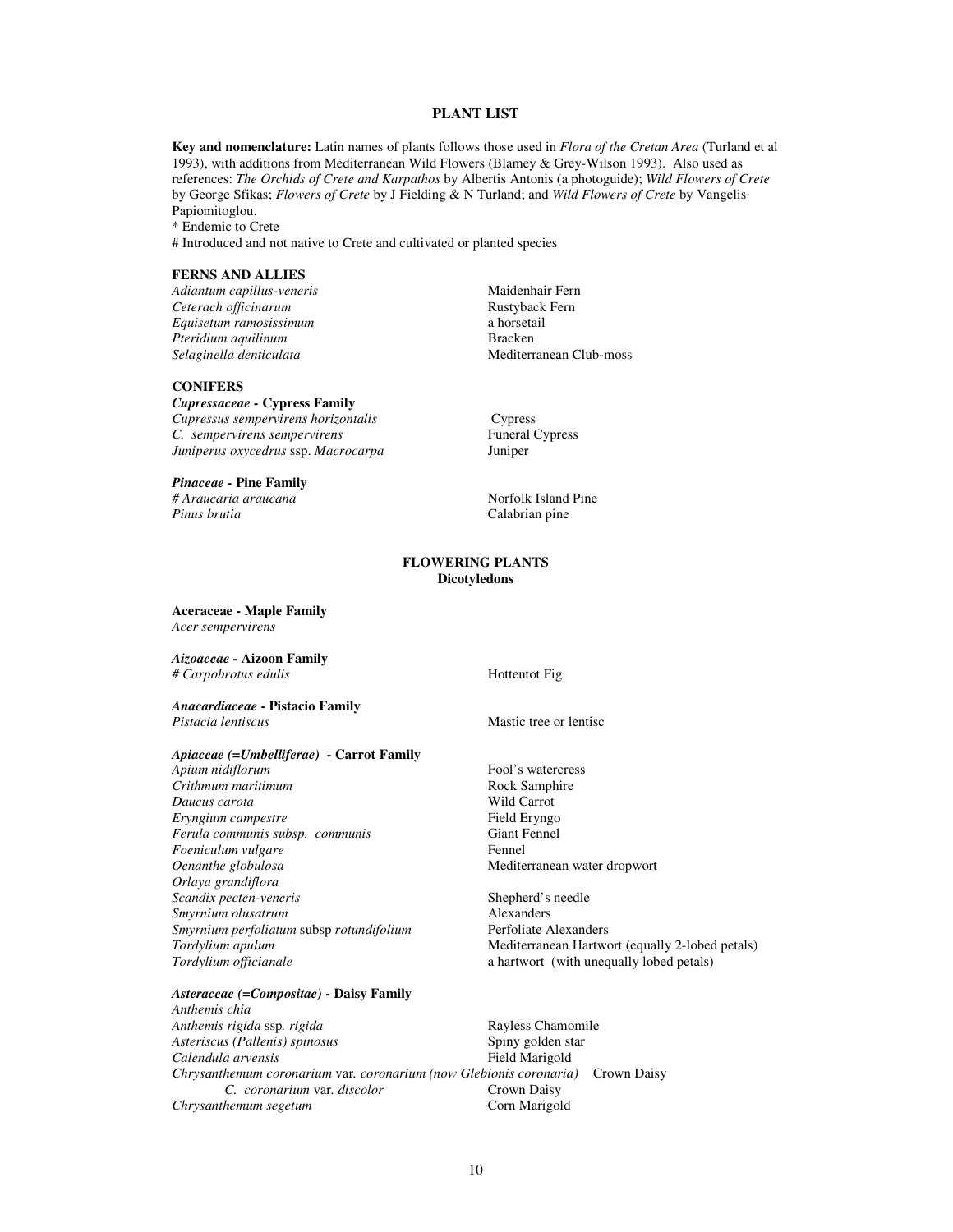# PLANT LIST

**Key and nomenclature:** Latin names of plants follows those used in *Flora of the Cretan Area* (Turland et al 1993), with additions from Mediterranean Wild Flowers (Blamey & Grey-Wilson 1993). Also used as references: *The Orchids of Crete and Karpathos* by Albertis Antonis (a photoguide); *Wild Flowers of Crete* by George Sfikas; *Flowers of Crete* by J Fielding & N Turland; and *Wild Flowers of Crete* by Vangelis Papiomitoglou.

\* Endemic to Crete

\# Introduced and not native to Crete and cultivated or planted species

## FERNS AND ALLIES

| | |
|---|---|
| *Adiantum capillus-veneris* | Maidenhair Fern |
| *Ceterach officinarum* | Rustyback Fern |
| *Equisetum ramosissimum* | a horsetail |
| *Pteridium aquilinum* | Bracken |
| *Selaginella denticulata* | Mediterranean Club-moss |

## CONIFERS

### *Cupressaceae* - Cypress Family

| | |
|---|---|
| *Cupressus sempervirens horizontalis* | Cypress |
| *C. sempervirens sempervirens* | Funeral Cypress |
| *Juniperus oxycedrus* ssp. *Macrocarpa* | Juniper |

### *Pinaceae* - Pine Family

| | |
|---|---|
| *# Araucaria araucana* | Norfolk Island Pine |
| *Pinus brutia* | Calabrian pine |

## FLOWERING PLANTS
### Dicotyledons

**Aceraceae - Maple Family**

*Acer sempervirens*

***Aizoaceae* - Aizoon Family**

| | |
|---|---|
| *# Carpobrotus edulis* | Hottentot Fig |

***Anacardiaceae* - Pistacio Family**

| | |
|---|---|
| *Pistacia lentiscus* | Mastic tree or lentisc |

***Apiaceae (=Umbelliferae)* - Carrot Family**

| | |
|---|---|
| *Apium nidiflorum* | Fool's watercress |
| *Crithmum maritimum* | Rock Samphire |
| *Daucus carota* | Wild Carrot |
| *Eryngium campestre* | Field Eryngo |
| *Ferula communis subsp. communis* | Giant Fennel |
| *Foeniculum vulgare* | Fennel |
| *Oenanthe globulosa* | Mediterranean water dropwort |
| *Orlaya grandiflora* | |
| *Scandix pecten-veneris* | Shepherd's needle |
| *Smyrnium olusatrum* | Alexanders |
| *Smyrnium perfoliatum* subsp *rotundifolium* | Perfoliate Alexanders |
| *Tordylium apulum* | Mediterranean Hartwort (equally 2-lobed petals) |
| *Tordylium officianale* | a hartwort (with unequally lobed petals) |

***Asteraceae (=Compositae)* - Daisy Family**

| | |
|---|---|
| *Anthemis chia* | |
| *Anthemis rigida* ssp. *rigida* | Rayless Chamomile |
| *Asteriscus (Pallenis) spinosus* | Spiny golden star |
| *Calendula arvensis* | Field Marigold |
| *Chrysanthemum coronarium* var. *coronarium (now Glebionis coronaria)* | Crown Daisy |
| *C. coronarium* var. *discolor* | Crown Daisy |
| *Chrysanthemum segetum* | Corn Marigold |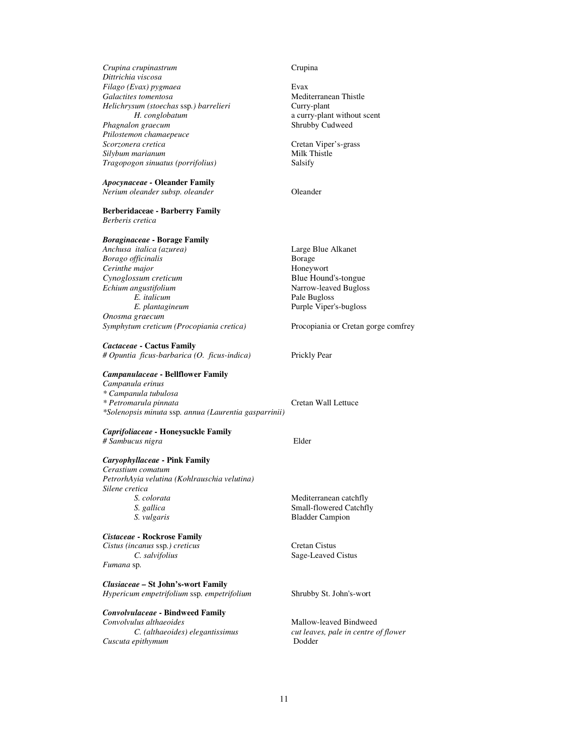*Crupina crupinastrum* Crupina
*Dittrichia viscosa*
*Filago (Evax) pygmaea* Evax
*Galactites tomentosa* Mediterranean Thistle
*Helichrysum (stoechas* ssp.*) barrelieri* Curry-plant
*H. conglobatum* a curry-plant without scent
*Phagnalon graecum* Shrubby Cudweed
*Ptilostemon chamaepeuce*
*Scorzonera cretica* Cretan Viper's-grass
*Silybum marianum* Milk Thistle
*Tragopogon sinuatus (porrifolius)* Salsify

***Apocynaceae*** **- Oleander Family**
*Nerium oleander subsp. oleander* Oleander

**Berberidaceae - Barberry Family**
*Berberis cretica*

***Boraginaceae*** **- Borage Family**
*Anchusa italica (azurea)* Large Blue Alkanet
*Borago officinalis* Borage
*Cerinthe major* Honeywort
*Cynoglossum creticum* Blue Hound's-tongue
*Echium angustifolium* Narrow-leaved Bugloss
*E. italicum* Pale Bugloss
*E. plantagineum* Purple Viper's-bugloss
*Onosma graecum*
*Symphytum creticum (Procopiania cretica)* Procopiania or Cretan gorge comfrey

***Cactaceae*** **- Cactus Family**
*# Opuntia ficus-barbarica (O. ficus-indica)* Prickly Pear

***Campanulaceae*** **- Bellflower Family**
*Campanula erinus*
*\* Campanula tubulosa*
*\* Petromarula pinnata* Cretan Wall Lettuce
*\*Solenopsis minuta* ssp. *annua (Laurentia gasparrinii)*

***Caprifoliaceae*** **- Honeysuckle Family**
*# Sambucus nigra* Elder

***Caryophyllaceae*** **- Pink Family**
*Cerastium comatum*
*PetrorhAyia velutina (Kohlrauschia velutina)*
*Silene cretica*
*S. colorata* Mediterranean catchfly
*S. gallica* Small-flowered Catchfly
*S. vulgaris* Bladder Campion

***Cistaceae*** **- Rockrose Family**
*Cistus (incanus* ssp.*) creticus* Cretan Cistus
*C. salvifolius* Sage-Leaved Cistus
*Fumana* sp.

***Clusiaceae*** **– St John's-wort Family**
*Hypericum empetrifolium* ssp. *empetrifolium* Shrubby St. John's-wort

***Convolvulaceae*** **- Bindweed Family**
*Convolvulus althaeoides* Mallow-leaved Bindweed
*C. (althaeoides) elegantissimus* *cut leaves, pale in centre of flower*
*Cuscuta epithymum* Dodder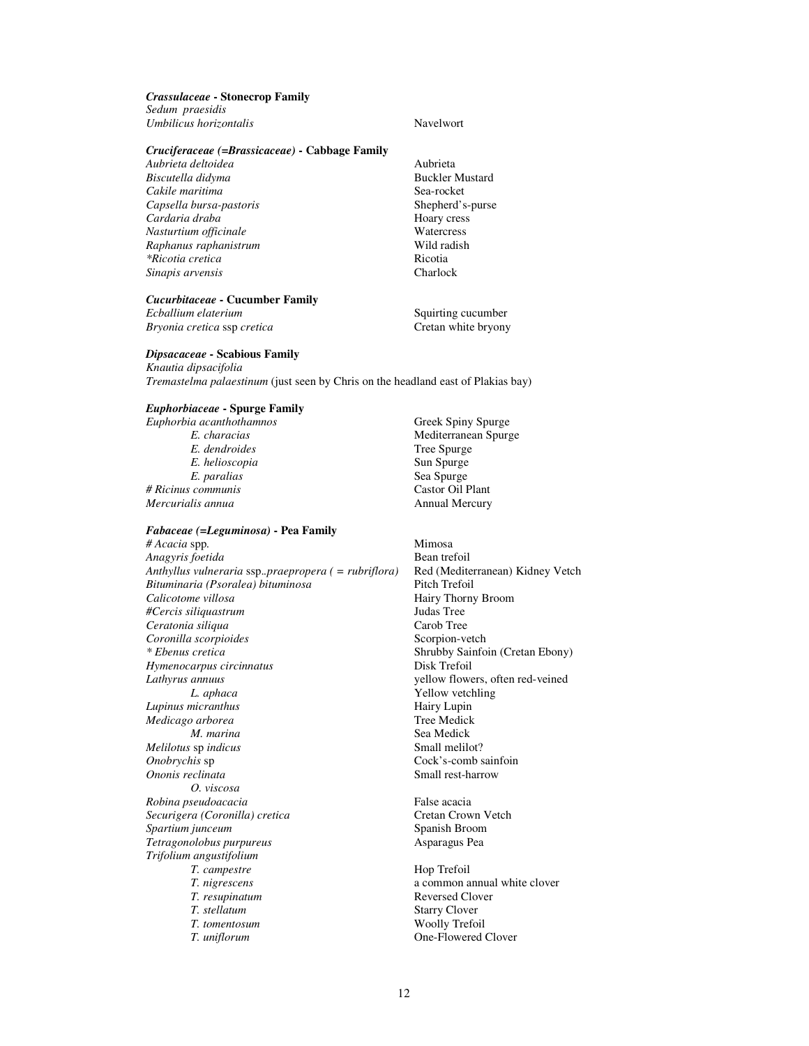### *Crassulaceae* - Stonecrop Family

| | |
|---|---|
| *Sedum praesidis* | |
| *Umbilicus horizontalis* | Navelwort |

### *Cruciferaceae (=Brassicaceae)* - Cabbage Family

| | |
|---|---|
| *Aubrieta deltoidea* | Aubrieta |
| *Biscutella didyma* | Buckler Mustard |
| *Cakile maritima* | Sea-rocket |
| *Capsella bursa-pastoris* | Shepherd's-purse |
| *Cardaria draba* | Hoary cress |
| *Nasturtium officinale* | Watercress |
| *Raphanus raphanistrum* | Wild radish |
| **Ricotia cretica* | Ricotia |
| *Sinapis arvensis* | Charlock |

### *Cucurbitaceae* - Cucumber Family

| | |
|---|---|
| *Ecballium elaterium* | Squirting cucumber |
| *Bryonia cretica* ssp *cretica* | Cretan white bryony |

### *Dipsacaceae* - Scabious Family

*Knautia dipsacifolia*
*Tremastelma palaestinum* (just seen by Chris on the headland east of Plakias bay)

### *Euphorbiaceae* - Spurge Family

| | |
|---|---|
| *Euphorbia acanthothamnos* | Greek Spiny Spurge |
| *E. characias* | Mediterranean Spurge |
| *E. dendroides* | Tree Spurge |
| *E. helioscopia* | Sun Spurge |
| *E. paralias* | Sea Spurge |
| # *Ricinus communis* | Castor Oil Plant |
| *Mercurialis annua* | Annual Mercury |

### *Fabaceae (=Leguminosa)* - Pea Family

| | |
|---|---|
| # *Acacia* spp. | Mimosa |
| *Anagyris foetida* | Bean trefoil |
| *Anthyllus vulneraria* ssp..*praepropera ( = rubriflora)* | Red (Mediterranean) Kidney Vetch |
| *Bituminaria (Psoralea) bituminosa* | Pitch Trefoil |
| *Calicotome villosa* | Hairy Thorny Broom |
| #*Cercis siliquastrum* | Judas Tree |
| *Ceratonia siliqua* | Carob Tree |
| *Coronilla scorpioides* | Scorpion-vetch |
| * *Ebenus cretica* | Shrubby Sainfoin (Cretan Ebony) |
| *Hymenocarpus circinnatus* | Disk Trefoil |
| *Lathyrus annuus* | yellow flowers, often red-veined |
| *L. aphaca* | Yellow vetchling |
| *Lupinus micranthus* | Hairy Lupin |
| *Medicago arborea* | Tree Medick |
| *M. marina* | Sea Medick |
| *Melilotus* sp *indicus* | Small melilot? |
| *Onobrychis* sp | Cock's-comb sainfoin |
| *Ononis reclinata* | Small rest-harrow |
| *O. viscosa* | |
| *Robina pseudoacacia* | False acacia |
| *Securigera (Coronilla) cretica* | Cretan Crown Vetch |
| *Spartium junceum* | Spanish Broom |
| *Tetragonolobus purpureus* | Asparagus Pea |
| *Trifolium angustifolium* | |
| *T. campestre* | Hop Trefoil |
| *T. nigrescens* | a common annual white clover |
| *T. resupinatum* | Reversed Clover |
| *T. stellatum* | Starry Clover |
| *T. tomentosum* | Woolly Trefoil |
| *T. uniflorum* | One-Flowered Clover |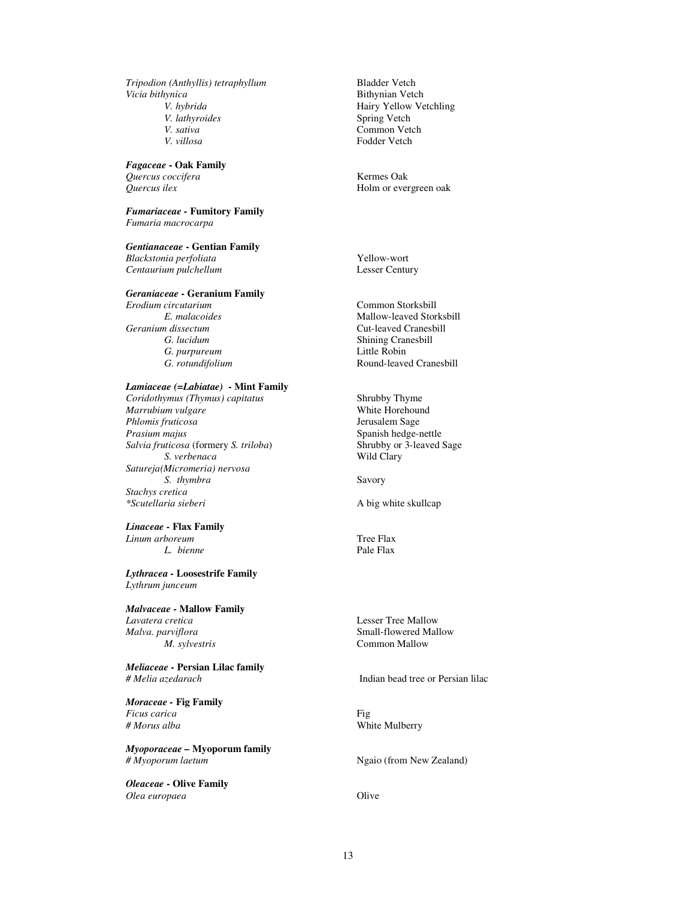| | |
|---|---|
| *Tripodion (Anthyllis) tetraphyllum* | Bladder Vetch |
| *Vicia bithynica* | Bithynian Vetch |
| *V. hybrida* | Hairy Yellow Vetchling |
| *V. lathyroides* | Spring Vetch |
| *V. sativa* | Common Vetch |
| *V. villosa* | Fodder Vetch |

***Fagaceae* - Oak Family**

| | |
|---|---|
| *Quercus coccifera* | Kermes Oak |
| *Quercus ilex* | Holm or evergreen oak |

***Fumariaceae* - Fumitory Family**

*Fumaria macrocarpa*

***Gentianaceae* - Gentian Family**

| | |
|---|---|
| *Blackstonia perfoliata* | Yellow-wort |
| *Centaurium pulchellum* | Lesser Century |

***Geraniaceae* - Geranium Family**

| | |
|---|---|
| *Erodium circutarium* | Common Storksbill |
| *E. malacoides* | Mallow-leaved Storksbill |
| *Geranium dissectum* | Cut-leaved Cranesbill |
| *G. lucidum* | Shining Cranesbill |
| *G. purpureum* | Little Robin |
| *G. rotundifolium* | Round-leaved Cranesbill |

***Lamiaceae (=Labiatae)* - Mint Family**

| | |
|---|---|
| *Coridothymus (Thymus) capitatus* | Shrubby Thyme |
| *Marrubium vulgare* | White Horehound |
| *Phlomis fruticosa* | Jerusalem Sage |
| *Prasium majus* | Spanish hedge-nettle |
| *Salvia fruticosa* (formery *S. triloba*) | Shrubby or 3-leaved Sage |
| *S. verbenaca* | Wild Clary |
| *Satureja(Micromeria) nervosa* | |
| *S. thymbra* | Savory |
| *Stachys cretica* | |
| *\*Scutellaria sieberi* | A big white skullcap |

***Linaceae* - Flax Family**

| | |
|---|---|
| *Linum arboreum* | Tree Flax |
| *L. bienne* | Pale Flax |

***Lythracea* - Loosestrife Family**

*Lythrum junceum*

***Malvaceae* - Mallow Family**

| | |
|---|---|
| *Lavatera cretica* | Lesser Tree Mallow |
| *Malva. parviflora* | Small-flowered Mallow |
| *M. sylvestris* | Common Mallow |

***Meliaceae* - Persian Lilac family**

| | |
|---|---|
| *# Melia azedarach* | Indian bead tree or Persian lilac |

***Moraceae* - Fig Family**

| | |
|---|---|
| *Ficus carica* | Fig |
| *# Morus alba* | White Mulberry |

***Myoporaceae* – Myoporum family**

| | |
|---|---|
| *# Myoporum laetum* | Ngaio (from New Zealand) |

***Oleaceae* - Olive Family**

| | |
|---|---|
| *Olea europaea* | Olive |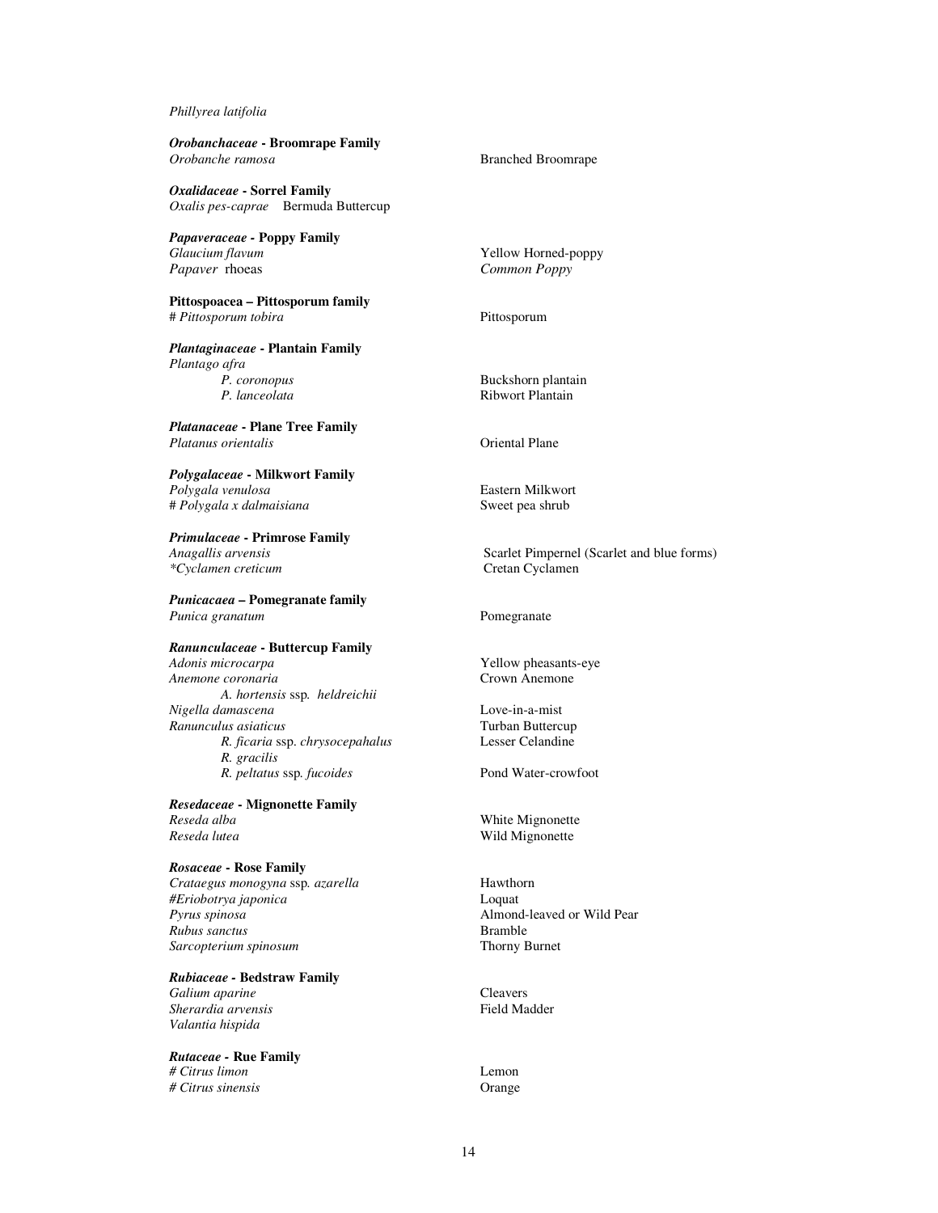*Phillyrea latifolia*

***Orobanchaceae*** **- Broomrape Family**

| | |
|---|---|
| *Orobanche ramosa* | Branched Broomrape |

***Oxalidaceae*** **- Sorrel Family**

*Oxalis pes-caprae* Bermuda Buttercup

***Papaveraceae*** **- Poppy Family**

| | |
|---|---|
| *Glaucium flavum* | Yellow Horned-poppy |
| *Papaver* rhoeas | *Common Poppy* |

**Pittospoacea – Pittosporum family**

| | |
|---|---|
| # *Pittosporum tobira* | Pittosporum |

***Plantaginaceae*** **- Plantain Family**

| | |
|---|---|
| *Plantago afra* | |
| *P. coronopus* | Buckshorn plantain |
| *P. lanceolata* | Ribwort Plantain |

***Platanaceae*** **- Plane Tree Family**

| | |
|---|---|
| *Platanus orientalis* | Oriental Plane |

***Polygalaceae*** **- Milkwort Family**

| | |
|---|---|
| *Polygala venulosa* | Eastern Milkwort |
| # *Polygala x dalmaisiana* | Sweet pea shrub |

***Primulaceae*** **- Primrose Family**

| | |
|---|---|
| *Anagallis arvensis* | Scarlet Pimpernel (Scarlet and blue forms) |
| *\*Cyclamen creticum* | Cretan Cyclamen |

***Punicacaea*** **– Pomegranate family**

| | |
|---|---|
| *Punica granatum* | Pomegranate |

***Ranunculaceae*** **- Buttercup Family**

| | |
|---|---|
| *Adonis microcarpa* | Yellow pheasants-eye |
| *Anemone coronaria* | Crown Anemone |
| *A. hortensis* ssp. *heldreichii* | |
| *Nigella damascena* | Love-in-a-mist |
| *Ranunculus asiaticus* | Turban Buttercup |
| *R. ficaria* ssp. *chrysocepahalus* | Lesser Celandine |
| *R. gracilis* | |
| *R. peltatus* ssp. *fucoides* | Pond Water-crowfoot |

***Resedaceae*** **- Mignonette Family**

| | |
|---|---|
| *Reseda alba* | White Mignonette |
| *Reseda lutea* | Wild Mignonette |

***Rosaceae*** **- Rose Family**

| | |
|---|---|
| *Crataegus monogyna* ssp. *azarella* | Hawthorn |
| #*Eriobotrya japonica* | Loquat |
| *Pyrus spinosa* | Almond-leaved or Wild Pear |
| *Rubus sanctus* | Bramble |
| *Sarcopterium spinosum* | Thorny Burnet |

***Rubiaceae*** **- Bedstraw Family**

| | |
|---|---|
| *Galium aparine* | Cleavers |
| *Sherardia arvensis* | Field Madder |
| *Valantia hispida* | |

***Rutaceae*** **- Rue Family**

| | |
|---|---|
| # *Citrus limon* | Lemon |
| # *Citrus sinensis* | Orange |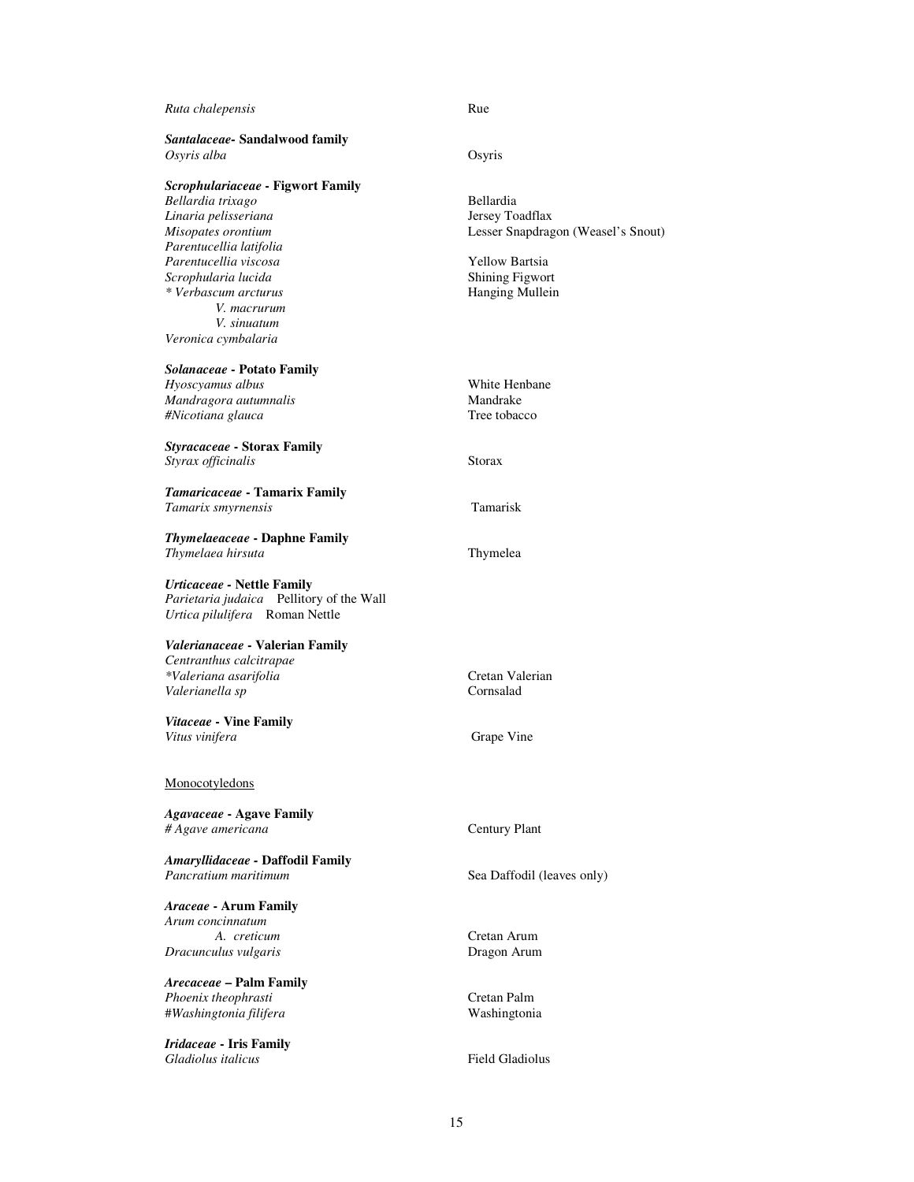*Ruta chalepensis* — Rue

***Santalaceae*- Sandalwood family**
*Osyris alba* — Osyris

***Scrophulariaceae* - Figwort Family**
*Bellardia trixago* — Bellardia
*Linaria pelisseriana* — Jersey Toadflax
*Misopates orontium* — Lesser Snapdragon (Weasel's Snout)
*Parentucellia latifolia*
*Parentucellia viscosa* — Yellow Bartsia
*Scrophularia lucida* — Shining Figwort
*\* Verbascum arcturus* — Hanging Mullein
   *V. macrurum*
   *V. sinuatum*
*Veronica cymbalaria*

***Solanaceae* - Potato Family**
*Hyoscyamus albus* — White Henbane
*Mandragora autumnalis* — Mandrake
*#Nicotiana glauca* — Tree tobacco

***Styracaceae* - Storax Family**
*Styrax officinalis* — Storax

***Tamaricaceae* - Tamarix Family**
*Tamarix smyrnensis* — Tamarisk

***Thymelaeaceae* - Daphne Family**
*Thymelaea hirsuta* — Thymelea

***Urticaceae* - Nettle Family**
*Parietaria judaica* — Pellitory of the Wall
*Urtica pilulifera* — Roman Nettle

***Valerianaceae* - Valerian Family**
*Centranthus calcitrapae*
*\*Valeriana asarifolia* — Cretan Valerian
*Valerianella sp* — Cornsalad

***Vitaceae* - Vine Family**
*Vitus vinifera* — Grape Vine

Monocotyledons

***Agavaceae* - Agave Family**
*# Agave americana* — Century Plant

***Amaryllidaceae* - Daffodil Family**
*Pancratium maritimum* — Sea Daffodil (leaves only)

***Araceae* - Arum Family**
*Arum concinnatum*
   *A. creticum* — Cretan Arum
*Dracunculus vulgaris* — Dragon Arum

***Arecaceae* – Palm Family**
*Phoenix theophrasti* — Cretan Palm
*#Washingtonia filifera* — Washingtonia

***Iridaceae* - Iris Family**
*Gladiolus italicus* — Field Gladiolus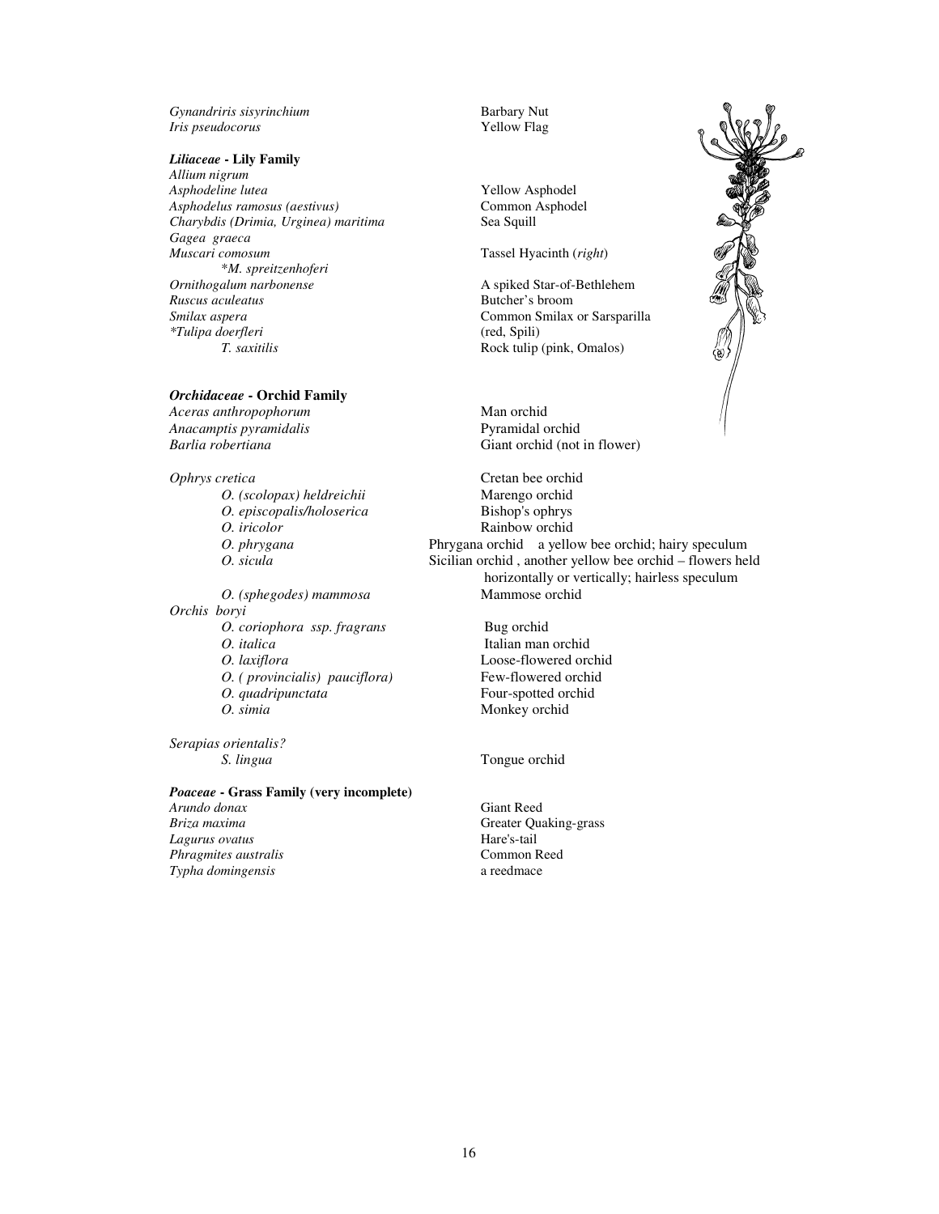*Gynandriris sisyrinchium* Barbary Nut
*Iris pseudocorus* Yellow Flag

***Liliaceae* - Lily Family**

*Allium nigrum*
*Asphodeline lutea* Yellow Asphodel
*Asphodelus ramosus (aestivus)* Common Asphodel
*Charybdis (Drimia, Urginea) maritima* Sea Squill
*Gagea graeca*
*Muscari comosum* Tassel Hyacinth (*right*)
  *\*M. spreitzenhoferi*
*Ornithogalum narbonense* A spiked Star-of-Bethlehem
*Ruscus aculeatus* Butcher's broom
*Smilax aspera* Common Smilax or Sarsparilla
*\*Tulipa doerfleri* (red, Spili)
  *T. saxitilis* Rock tulip (pink, Omalos)

***Orchidaceae* - Orchid Family**

*Aceras anthropophorum* Man orchid
*Anacamptis pyramidalis* Pyramidal orchid
*Barlia robertiana* Giant orchid (not in flower)

*Ophrys cretica* Cretan bee orchid
  *O. (scolopax) heldreichii* Marengo orchid
  *O. episcopalis/holoserica* Bishop's ophrys
  *O. iricolor* Rainbow orchid
  *O. phrygana* Phrygana orchid a yellow bee orchid; hairy speculum
  *O. sicula* Sicilian orchid , another yellow bee orchid – flowers held horizontally or vertically; hairless speculum
  *O. (sphegodes) mammosa* Mammose orchid
*Orchis boryi*
  *O. coriophora ssp. fragrans* Bug orchid
  *O. italica* Italian man orchid
  *O. laxiflora* Loose-flowered orchid
  *O. ( provincialis) pauciflora)* Few-flowered orchid
  *O. quadripunctata* Four-spotted orchid
  *O. simia* Monkey orchid

*Serapias orientalis?*
  *S. lingua* Tongue orchid

***Poaceae* - Grass Family (very incomplete)**

*Arundo donax* Giant Reed
*Briza maxima* Greater Quaking-grass
*Lagurus ovatus* Hare's-tail
*Phragmites australis* Common Reed
*Typha domingensis* a reedmace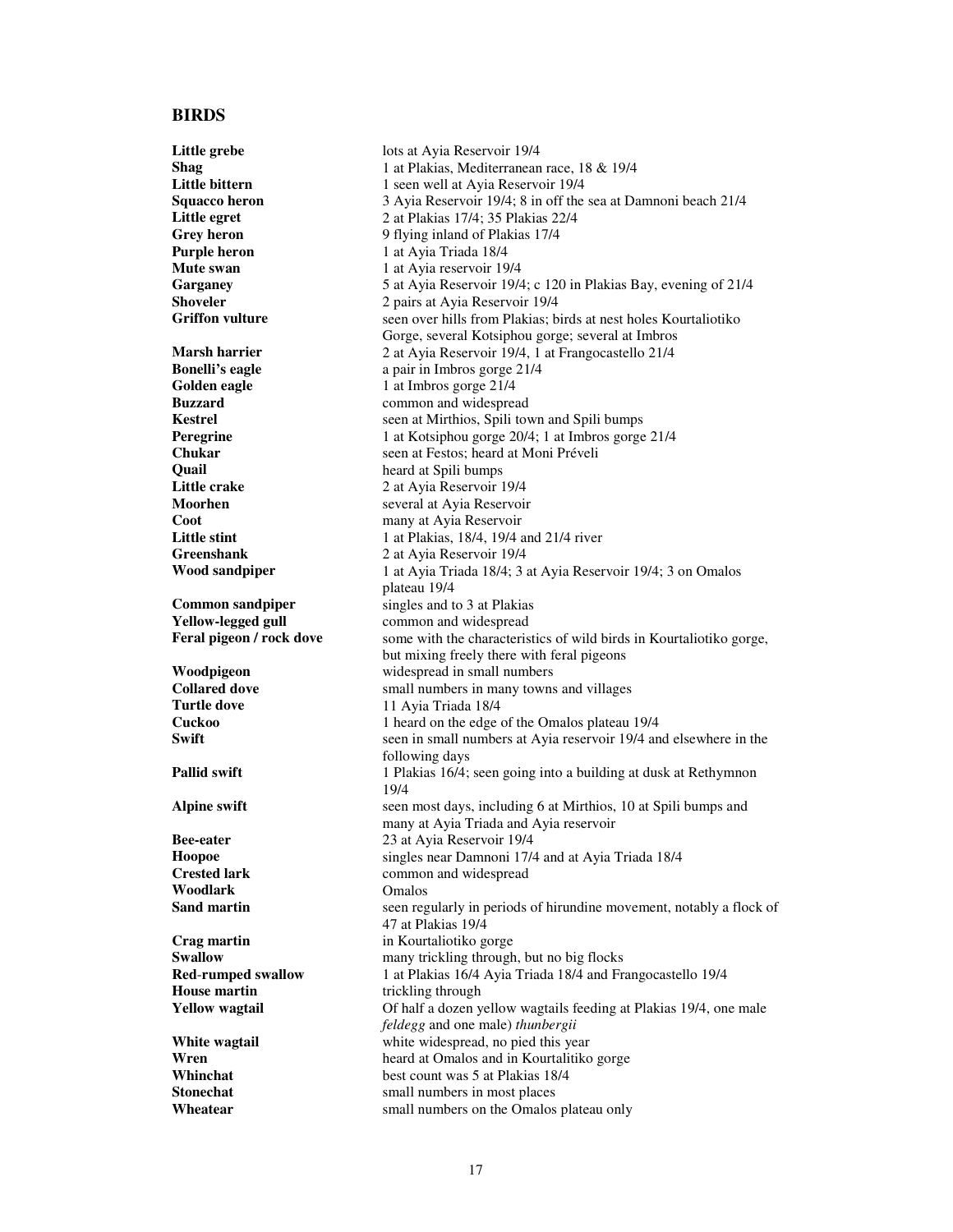## BIRDS

| | |
|---|---|
| **Little grebe** | lots at Ayia Reservoir 19/4 |
| **Shag** | 1 at Plakias, Mediterranean race, 18 & 19/4 |
| **Little bittern** | 1 seen well at Ayia Reservoir 19/4 |
| **Squacco heron** | 3 Ayia Reservoir 19/4; 8 in off the sea at Damnoni beach 21/4 |
| **Little egret** | 2 at Plakias 17/4; 35 Plakias 22/4 |
| **Grey heron** | 9 flying inland of Plakias 17/4 |
| **Purple heron** | 1 at Ayia Triada 18/4 |
| **Mute swan** | 1 at Ayia reservoir 19/4 |
| **Garganey** | 5 at Ayia Reservoir 19/4; c 120 in Plakias Bay, evening of 21/4 |
| **Shoveler** | 2 pairs at Ayia Reservoir 19/4 |
| **Griffon vulture** | seen over hills from Plakias; birds at nest holes Kourtaliotiko Gorge, several Kotsiphou gorge; several at Imbros |
| **Marsh harrier** | 2 at Ayia Reservoir 19/4, 1 at Frangocastello 21/4 |
| **Bonelli's eagle** | a pair in Imbros gorge 21/4 |
| **Golden eagle** | 1 at Imbros gorge 21/4 |
| **Buzzard** | common and widespread |
| **Kestrel** | seen at Mirthios, Spili town and Spili bumps |
| **Peregrine** | 1 at Kotsiphou gorge 20/4; 1 at Imbros gorge 21/4 |
| **Chukar** | seen at Festos; heard at Moni Préveli |
| **Quail** | heard at Spili bumps |
| **Little crake** | 2 at Ayia Reservoir 19/4 |
| **Moorhen** | several at Ayia Reservoir |
| **Coot** | many at Ayia Reservoir |
| **Little stint** | 1 at Plakias, 18/4, 19/4 and 21/4 river |
| **Greenshank** | 2 at Ayia Reservoir 19/4 |
| **Wood sandpiper** | 1 at Ayia Triada 18/4; 3 at Ayia Reservoir 19/4; 3 on Omalos plateau 19/4 |
| **Common sandpiper** | singles and to 3 at Plakias |
| **Yellow-legged gull** | common and widespread |
| **Feral pigeon / rock dove** | some with the characteristics of wild birds in Kourtaliotiko gorge, but mixing freely there with feral pigeons |
| **Woodpigeon** | widespread in small numbers |
| **Collared dove** | small numbers in many towns and villages |
| **Turtle dove** | 11 Ayia Triada 18/4 |
| **Cuckoo** | 1 heard on the edge of the Omalos plateau 19/4 |
| **Swift** | seen in small numbers at Ayia reservoir 19/4 and elsewhere in the following days |
| **Pallid swift** | 1 Plakias 16/4; seen going into a building at dusk at Rethymnon 19/4 |
| **Alpine swift** | seen most days, including 6 at Mirthios, 10 at Spili bumps and many at Ayia Triada and Ayia reservoir |
| **Bee-eater** | 23 at Ayia Reservoir 19/4 |
| **Hoopoe** | singles near Damnoni 17/4 and at Ayia Triada 18/4 |
| **Crested lark** | common and widespread |
| **Woodlark** | Omalos |
| **Sand martin** | seen regularly in periods of hirundine movement, notably a flock of 47 at Plakias 19/4 |
| **Crag martin** | in Kourtaliotiko gorge |
| **Swallow** | many trickling through, but no big flocks |
| **Red-rumped swallow** | 1 at Plakias 16/4 Ayia Triada 18/4 and Frangocastello 19/4 |
| **House martin** | trickling through |
| **Yellow wagtail** | Of half a dozen yellow wagtails feeding at Plakias 19/4, one male *feldegg* and one male) *thunbergii* |
| **White wagtail** | white widespread, no pied this year |
| **Wren** | heard at Omalos and in Kourtalitiko gorge |
| **Whinchat** | best count was 5 at Plakias 18/4 |
| **Stonechat** | small numbers in most places |
| **Wheatear** | small numbers on the Omalos plateau only |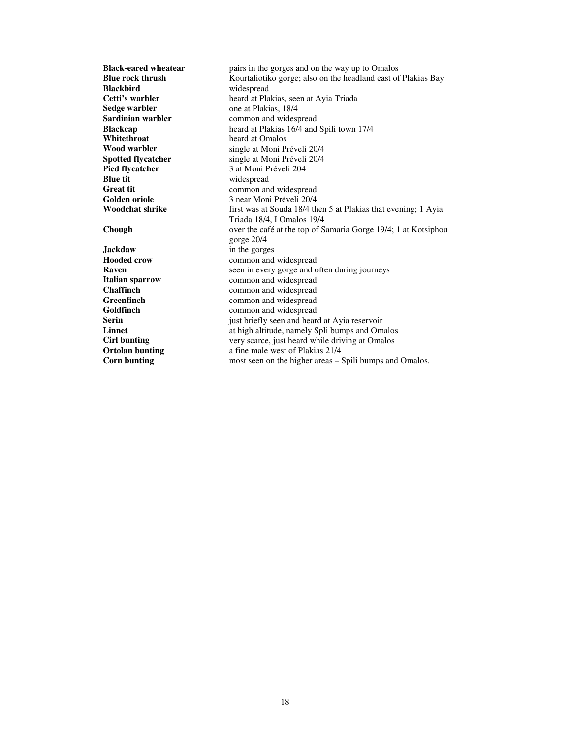| | |
|---|---|
| **Black-eared wheatear** | pairs in the gorges and on the way up to Omalos |
| **Blue rock thrush** | Kourtaliotiko gorge; also on the headland east of Plakias Bay |
| **Blackbird** | widespread |
| **Cetti's warbler** | heard at Plakias, seen at Ayia Triada |
| **Sedge warbler** | one at Plakias, 18/4 |
| **Sardinian warbler** | common and widespread |
| **Blackcap** | heard at Plakias 16/4 and Spili town 17/4 |
| **Whitethroat** | heard at Omalos |
| **Wood warbler** | single at Moni Préveli 20/4 |
| **Spotted flycatcher** | single at Moni Préveli 20/4 |
| **Pied flycatcher** | 3 at Moni Préveli 204 |
| **Blue tit** | widespread |
| **Great tit** | common and widespread |
| **Golden oriole** | 3 near Moni Préveli 20/4 |
| **Woodchat shrike** | first was at Souda 18/4 then 5 at Plakias that evening; 1 Ayia Triada 18/4, I Omalos 19/4 |
| **Chough** | over the café at the top of Samaria Gorge 19/4; 1 at Kotsiphou gorge 20/4 |
| **Jackdaw** | in the gorges |
| **Hooded crow** | common and widespread |
| **Raven** | seen in every gorge and often during journeys |
| **Italian sparrow** | common and widespread |
| **Chaffinch** | common and widespread |
| **Greenfinch** | common and widespread |
| **Goldfinch** | common and widespread |
| **Serin** | just briefly seen and heard at Ayia reservoir |
| **Linnet** | at high altitude, namely Spli bumps and Omalos |
| **Cirl bunting** | very scarce, just heard while driving at Omalos |
| **Ortolan bunting** | a fine male west of Plakias 21/4 |
| **Corn bunting** | most seen on the higher areas – Spili bumps and Omalos. |